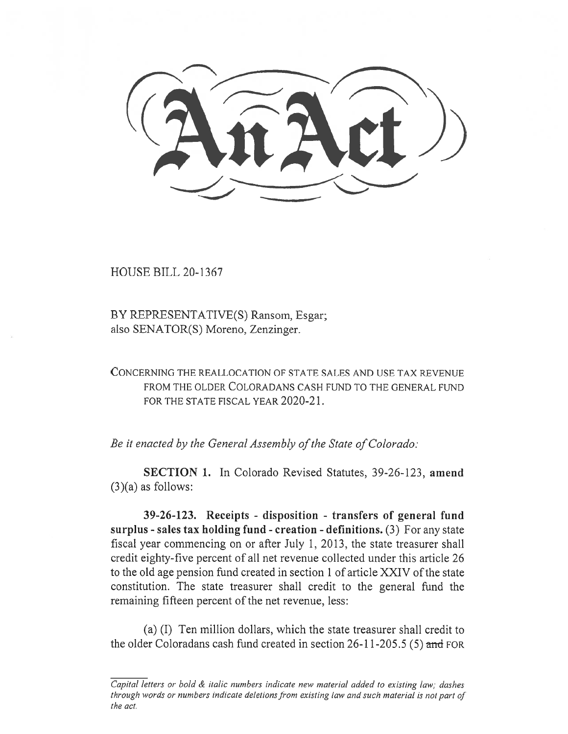HOUSE BILL 20-1367

BY REPRESENTATIVE(S) Ransom, Esgar;
also SENATOR(S) Moreno, Zenzinger.

CONCERNING THE REALLOCATION OF STATE SALES AND USE TAX REVENUE FROM THE OLDER COLORADANS CASH FUND TO THE GENERAL FUND FOR THE STATE FISCAL YEAR 2020-21.

*Be it enacted by the General Assembly of the State of Colorado:*

**SECTION 1.** In Colorado Revised Statutes, 39-26-123, **amend** (3)(a) as follows:

**39-26-123. Receipts - disposition - transfers of general fund surplus - sales tax holding fund - creation - definitions.** (3) For any state fiscal year commencing on or after July 1, 2013, the state treasurer shall credit eighty-five percent of all net revenue collected under this article 26 to the old age pension fund created in section 1 of article XXIV of the state constitution. The state treasurer shall credit to the general fund the remaining fifteen percent of the net revenue, less:

(a) (I) Ten million dollars, which the state treasurer shall credit to the older Coloradans cash fund created in section 26-11-205.5 (5) ~~and~~ FOR

*Capital letters or bold & italic numbers indicate new material added to existing law; dashes through words or numbers indicate deletions from existing law and such material is not part of the act.*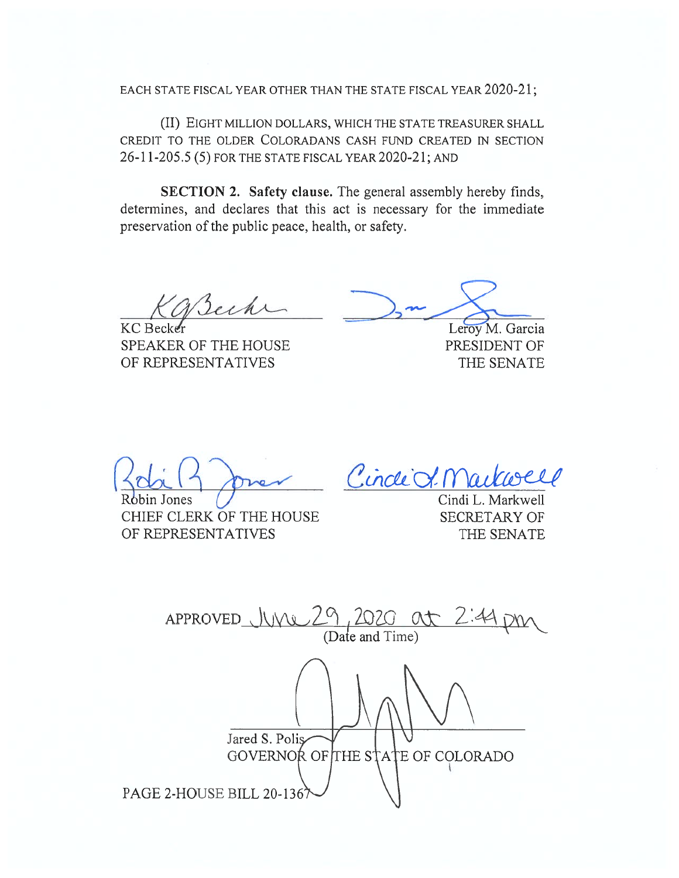EACH STATE FISCAL YEAR OTHER THAN THE STATE FISCAL YEAR 2020-21;

(II) EIGHT MILLION DOLLARS, WHICH THE STATE TREASURER SHALL CREDIT TO THE OLDER COLORADANS CASH FUND CREATED IN SECTION 26-11-205.5 (5) FOR THE STATE FISCAL YEAR 2020-21; AND

**SECTION 2. Safety clause.** The general assembly hereby finds, determines, and declares that this act is necessary for the immediate preservation of the public peace, health, or safety.

KC Becker
SPEAKER OF THE HOUSE
OF REPRESENTATIVES

Leroy M. Garcia
PRESIDENT OF
THE SENATE

Robin Jones
CHIEF CLERK OF THE HOUSE
OF REPRESENTATIVES

Cindi L. Markwell
SECRETARY OF
THE SENATE

APPROVED June 29, 2020 at 2:44 pm
(Date and Time)

Jared S. Polis
GOVERNOR OF THE STATE OF COLORADO

PAGE 2-HOUSE BILL 20-1367